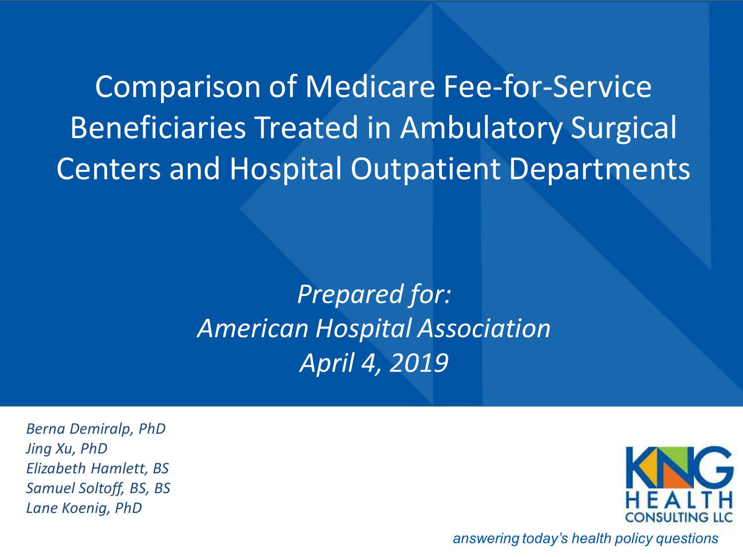# Comparison of Medicare Fee-for-Service Beneficiaries Treated in Ambulatory Surgical Centers and Hospital Outpatient Departments

*Prepared for:*
*American Hospital Association*
*April 4, 2019*

*Berna Demiralp, PhD*
*Jing Xu, PhD*
*Elizabeth Hamlett, BS*
*Samuel Soltoff, BS, BS*
*Lane Koenig, PhD*

KNG HEALTH CONSULTING LLC

*answering today's health policy questions*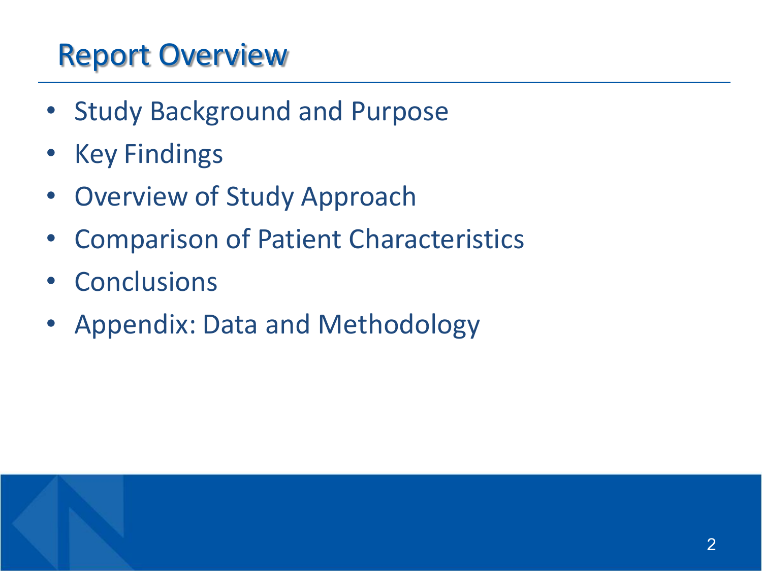# Report Overview

- Study Background and Purpose
- Key Findings
- Overview of Study Approach
- Comparison of Patient Characteristics
- Conclusions
- Appendix: Data and Methodology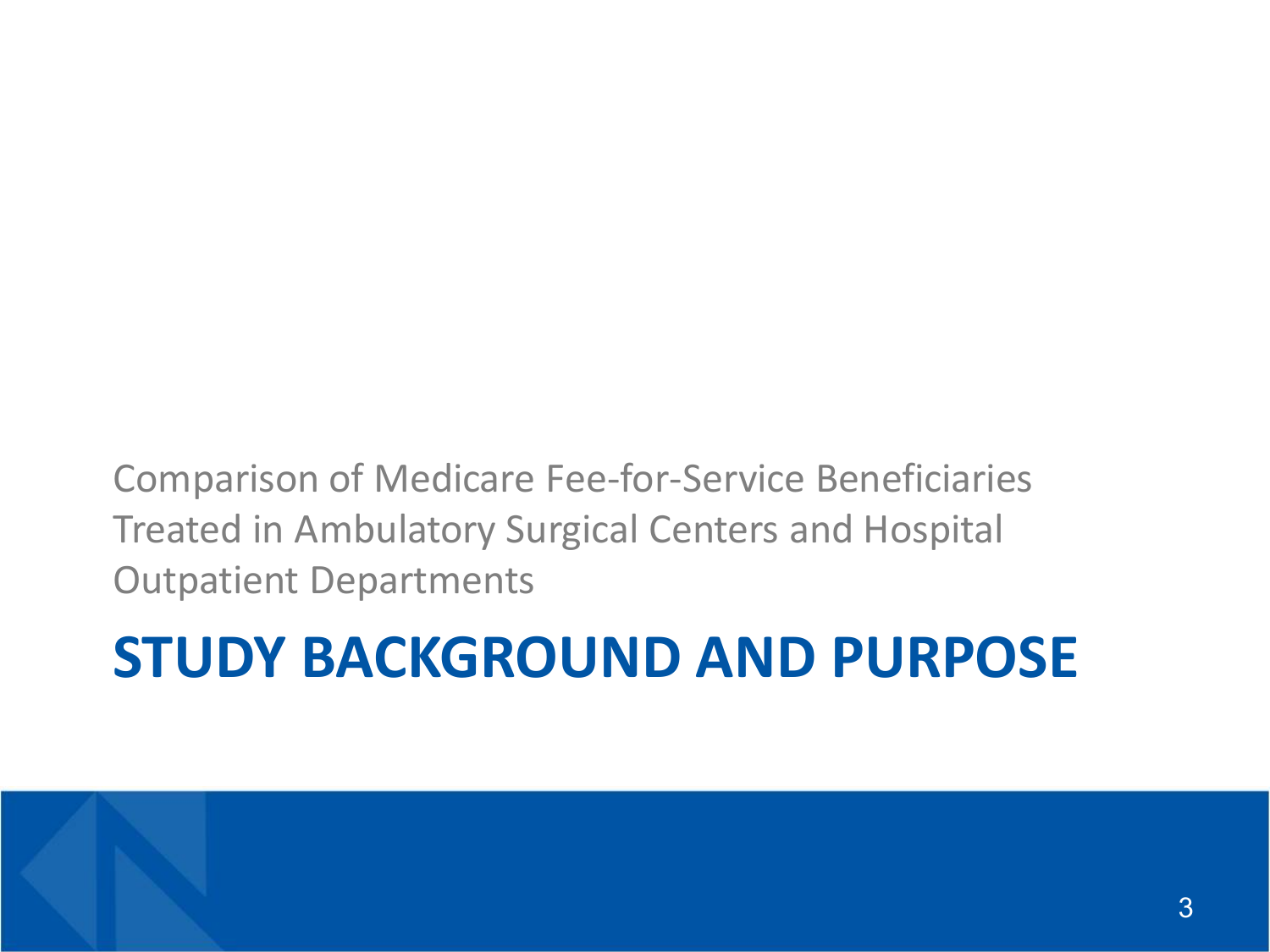Comparison of Medicare Fee-for-Service Beneficiaries Treated in Ambulatory Surgical Centers and Hospital Outpatient Departments

# STUDY BACKGROUND AND PURPOSE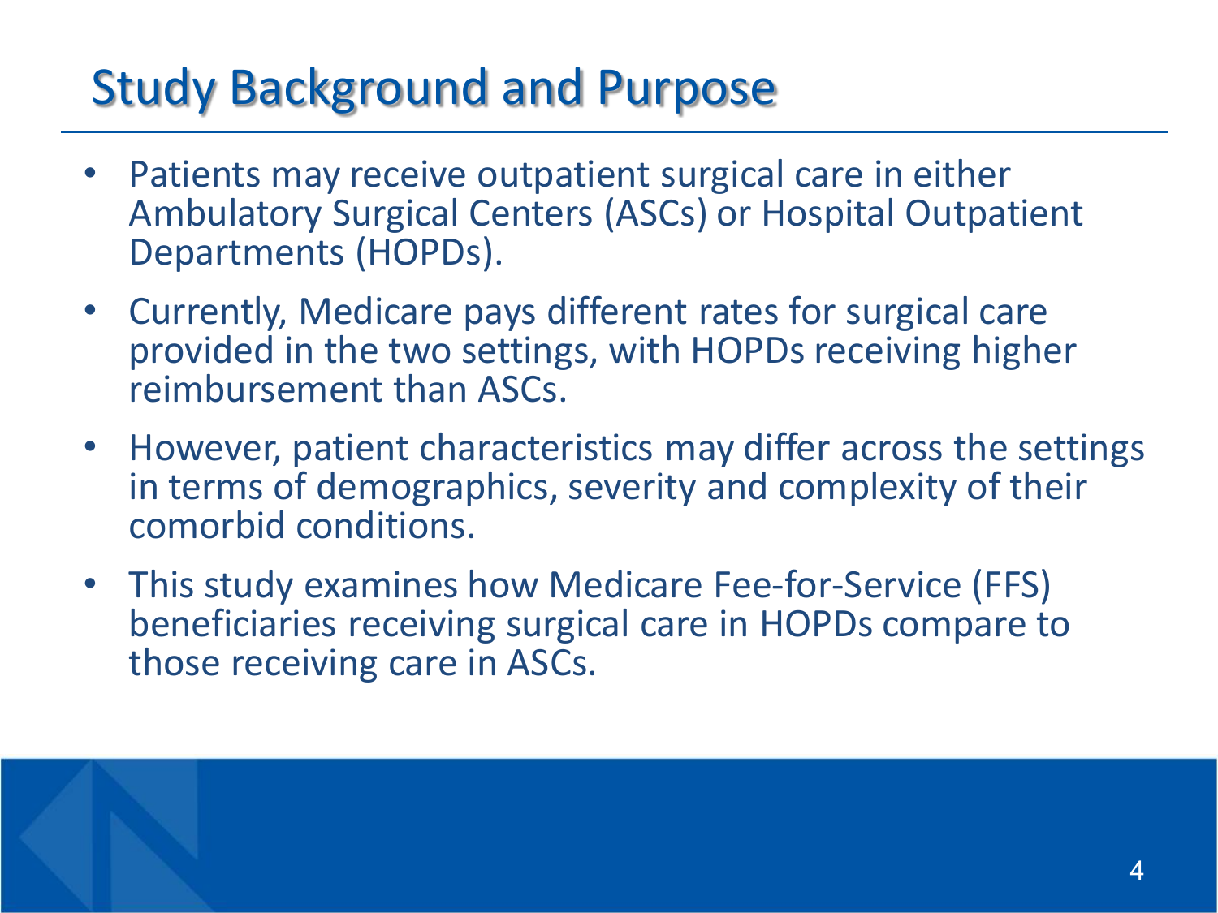# Study Background and Purpose

- Patients may receive outpatient surgical care in either Ambulatory Surgical Centers (ASCs) or Hospital Outpatient Departments (HOPDs).
- Currently, Medicare pays different rates for surgical care provided in the two settings, with HOPDs receiving higher reimbursement than ASCs.
- However, patient characteristics may differ across the settings in terms of demographics, severity and complexity of their comorbid conditions.
- This study examines how Medicare Fee-for-Service (FFS) beneficiaries receiving surgical care in HOPDs compare to those receiving care in ASCs.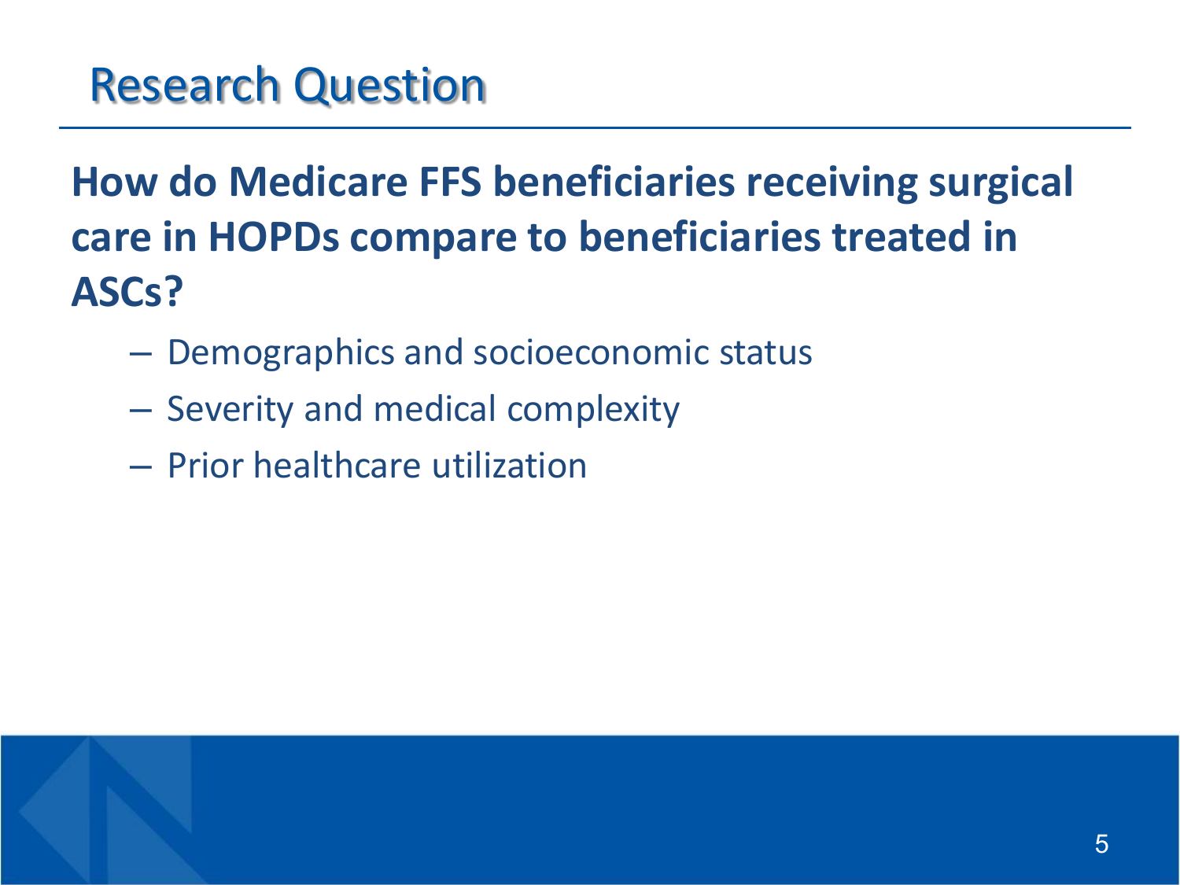# Research Question

**How do Medicare FFS beneficiaries receiving surgical care in HOPDs compare to beneficiaries treated in ASCs?**

- Demographics and socioeconomic status
- Severity and medical complexity
- Prior healthcare utilization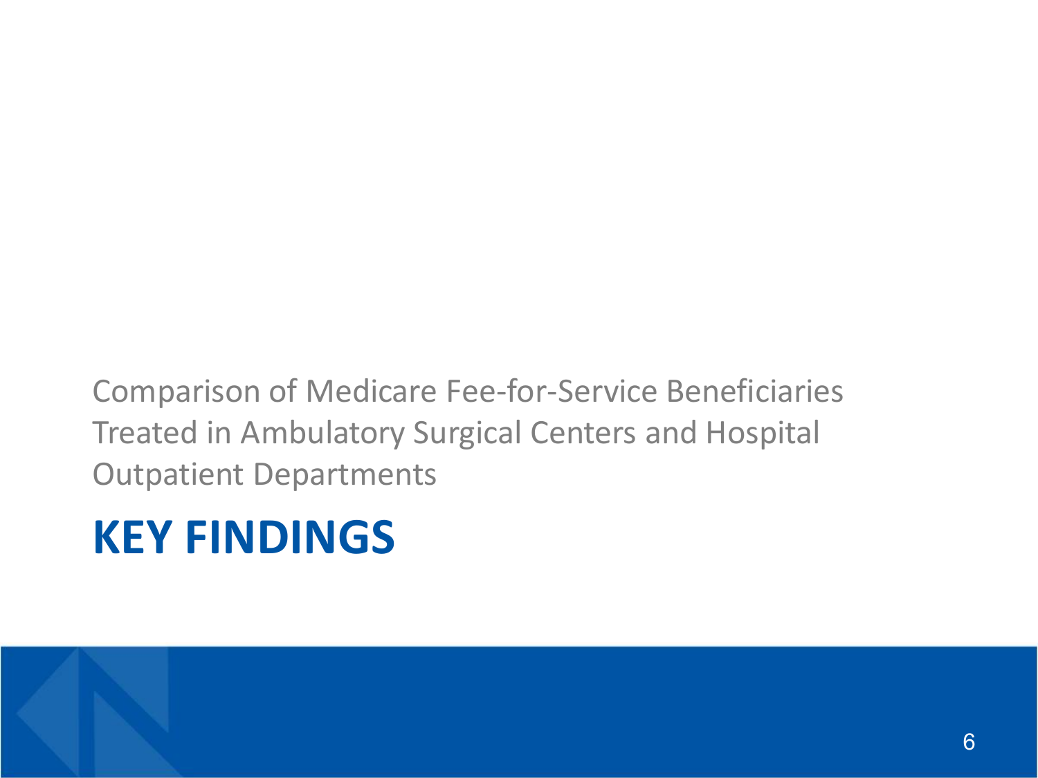Comparison of Medicare Fee-for-Service Beneficiaries Treated in Ambulatory Surgical Centers and Hospital Outpatient Departments

# KEY FINDINGS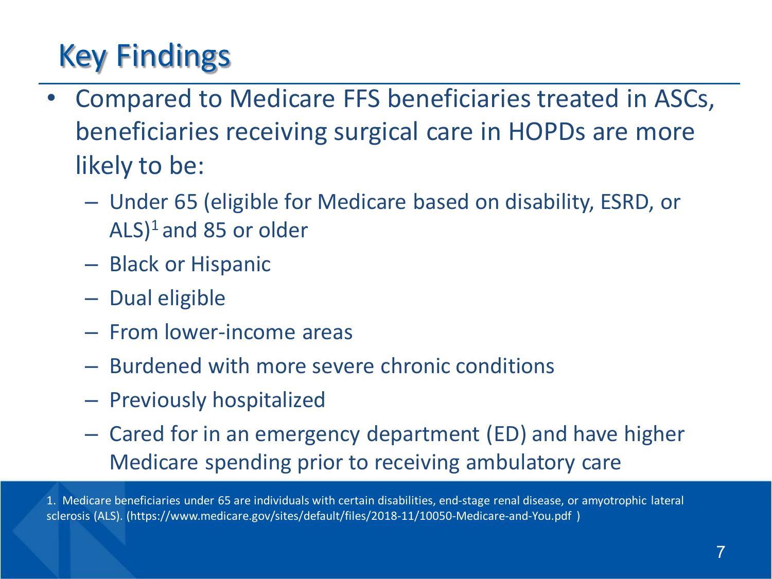# Key Findings

- Compared to Medicare FFS beneficiaries treated in ASCs, beneficiaries receiving surgical care in HOPDs are more likely to be:
  - Under 65 (eligible for Medicare based on disability, ESRD, or ALS)[1] and 85 or older
  - Black or Hispanic
  - Dual eligible
  - From lower-income areas
  - Burdened with more severe chronic conditions
  - Previously hospitalized
  - Cared for in an emergency department (ED) and have higher Medicare spending prior to receiving ambulatory care

1. Medicare beneficiaries under 65 are individuals with certain disabilities, end-stage renal disease, or amyotrophic lateral sclerosis (ALS). (https://www.medicare.gov/sites/default/files/2018-11/10050-Medicare-and-You.pdf )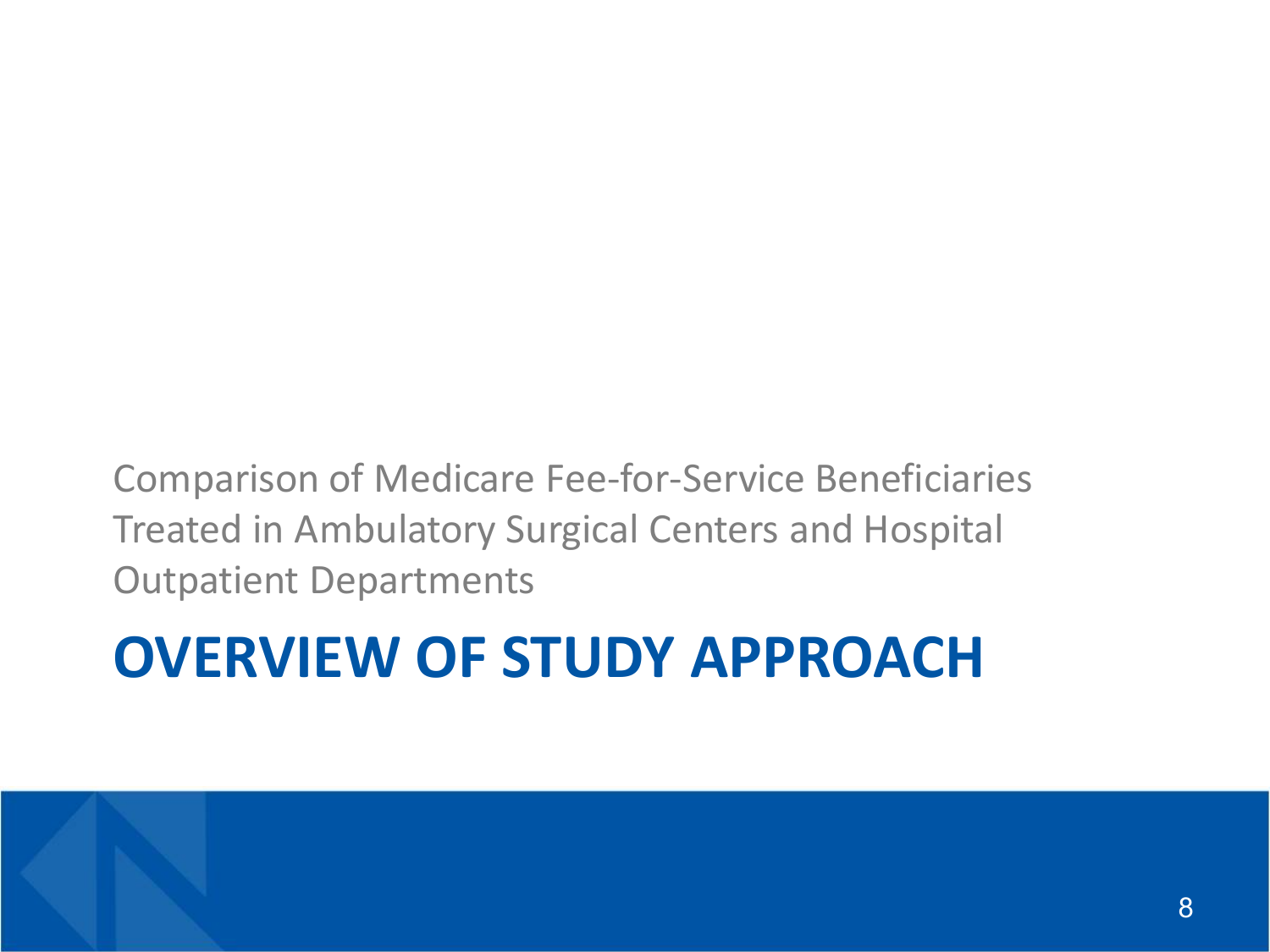Comparison of Medicare Fee-for-Service Beneficiaries Treated in Ambulatory Surgical Centers and Hospital Outpatient Departments

# OVERVIEW OF STUDY APPROACH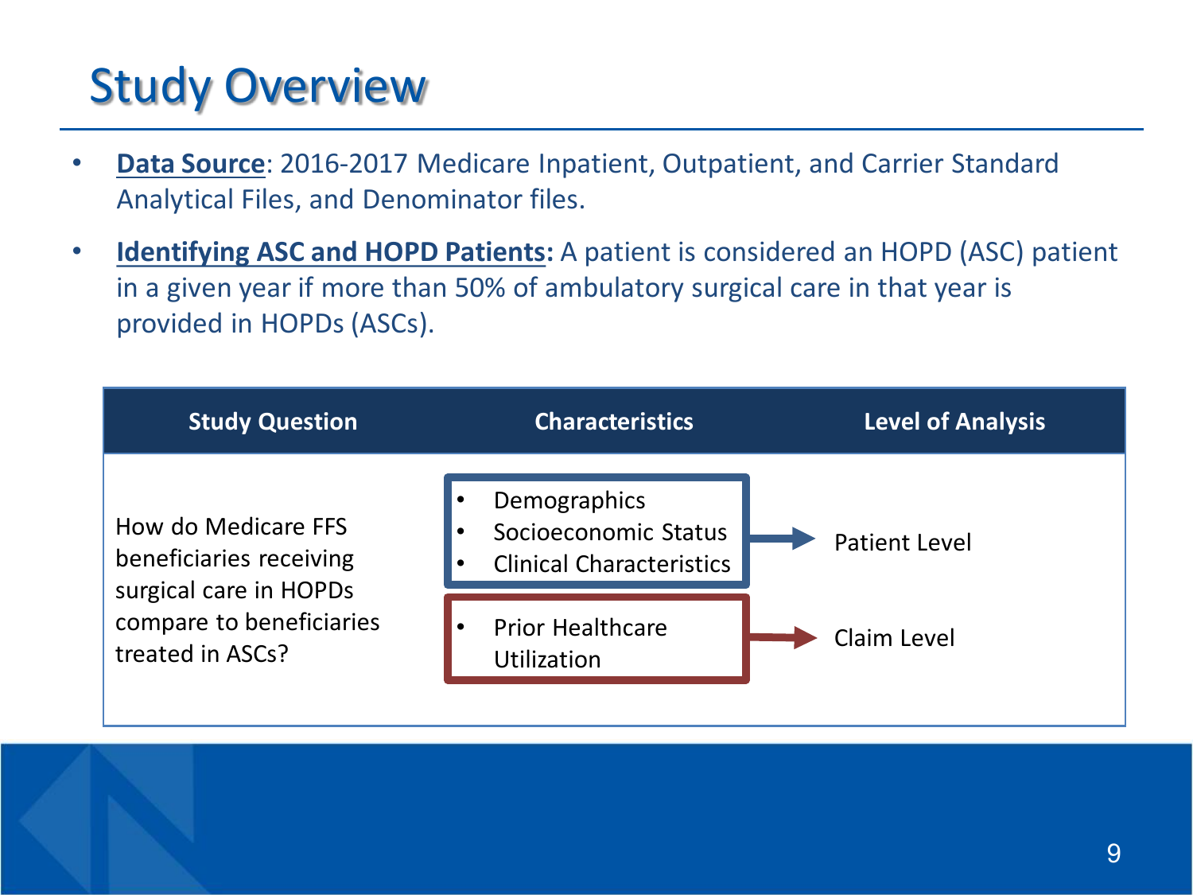# Study Overview

- **Data Source**: 2016-2017 Medicare Inpatient, Outpatient, and Carrier Standard Analytical Files, and Denominator files.
- **Identifying ASC and HOPD Patients:** A patient is considered an HOPD (ASC) patient in a given year if more than 50% of ambulatory surgical care in that year is provided in HOPDs (ASCs).

| Study Question | Characteristics | Level of Analysis |
|---|---|---|
| How do Medicare FFS beneficiaries receiving surgical care in HOPDs compare to beneficiaries treated in ASCs? | • Demographics<br>• Socioeconomic Status<br>• Clinical Characteristics | Patient Level |
| | • Prior Healthcare Utilization | Claim Level |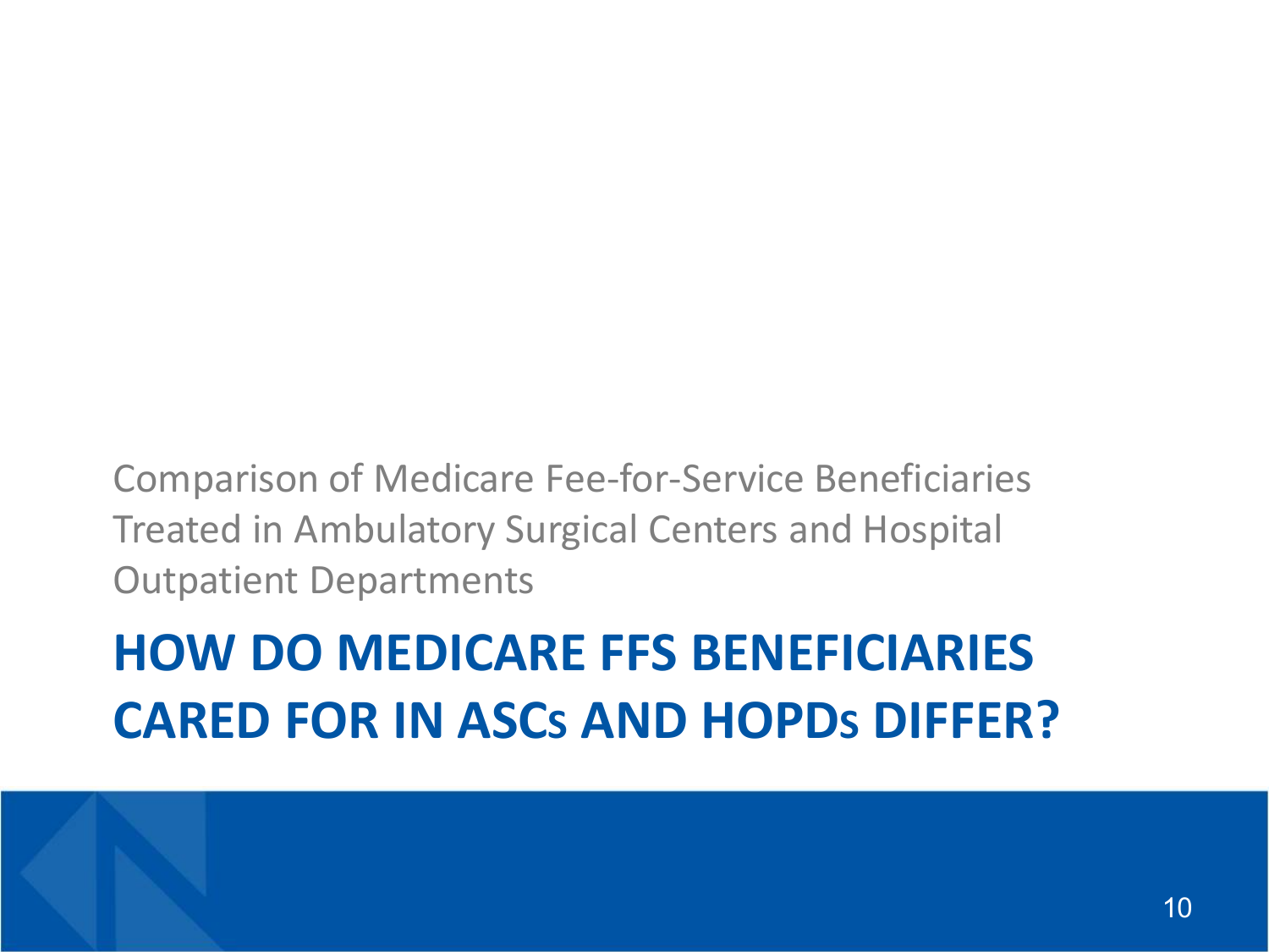Comparison of Medicare Fee-for-Service Beneficiaries Treated in Ambulatory Surgical Centers and Hospital Outpatient Departments

# HOW DO MEDICARE FFS BENEFICIARIES CARED FOR IN ASCs AND HOPDs DIFFER?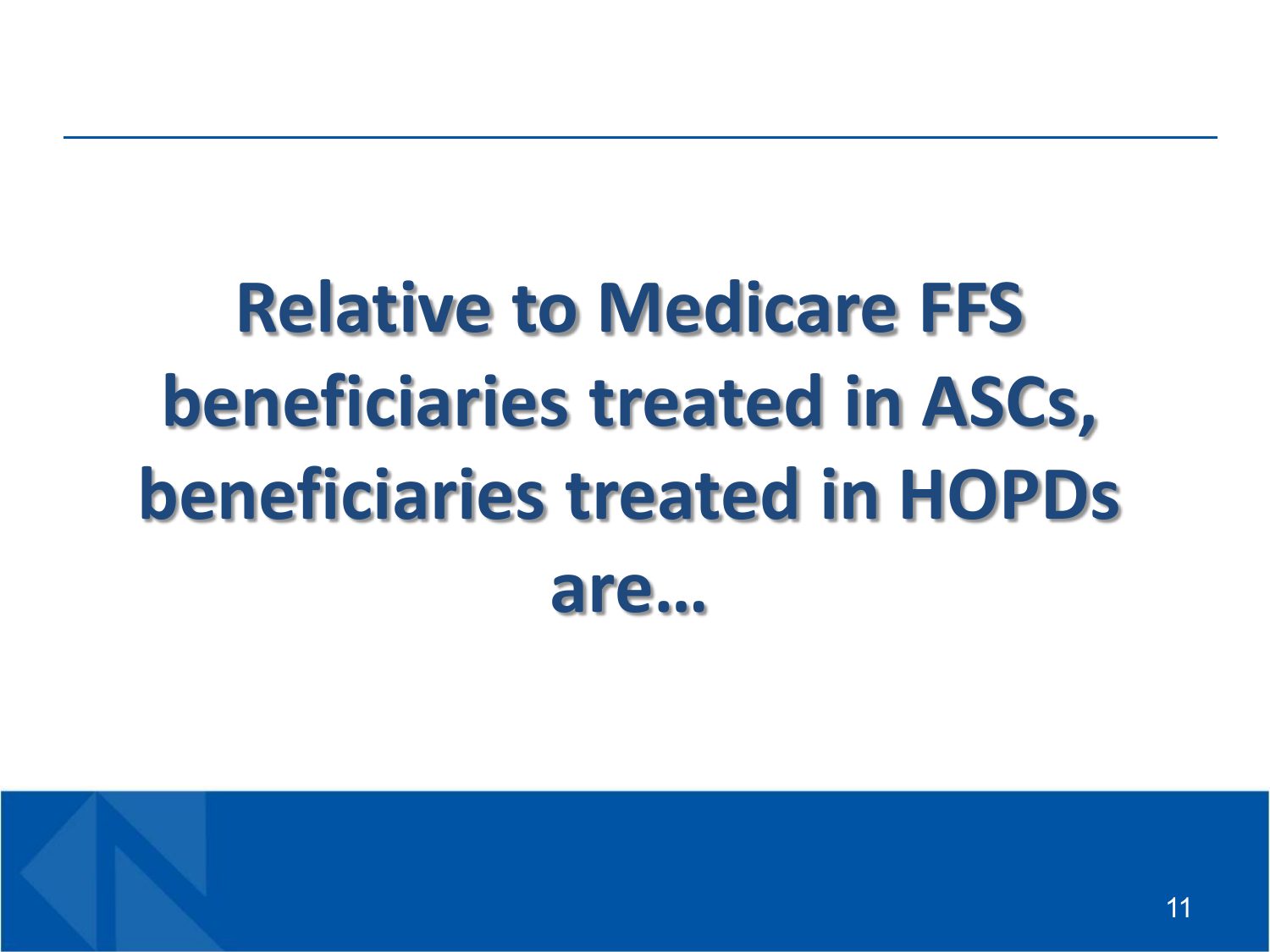# Relative to Medicare FFS beneficiaries treated in ASCs, beneficiaries treated in HOPDs are…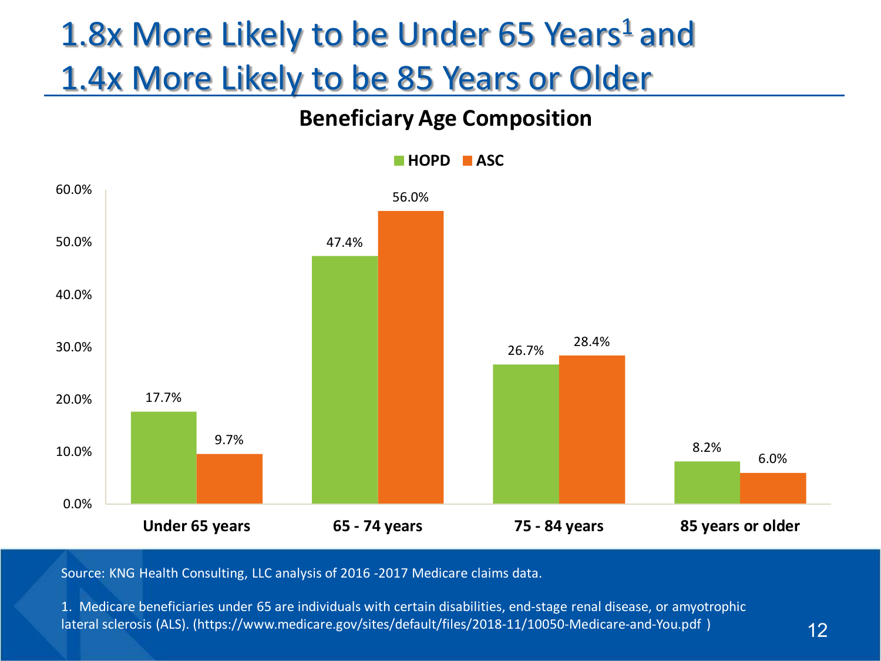# 1.8x More Likely to be Under 65 Years[1] and 1.4x More Likely to be 85 Years or Older

## Beneficiary Age Composition

| Age Group | HOPD | ASC |
|---|---|---|
| Under 65 years | 17.7% | 9.7% |
| 65 - 74 years | 47.4% | 56.0% |
| 75 - 84 years | 26.7% | 28.4% |
| 85 years or older | 8.2% | 6.0% |

Source: KNG Health Consulting, LLC analysis of 2016 -2017 Medicare claims data.

1. Medicare beneficiaries under 65 are individuals with certain disabilities, end-stage renal disease, or amyotrophic lateral sclerosis (ALS). (https://www.medicare.gov/sites/default/files/2018-11/10050-Medicare-and-You.pdf )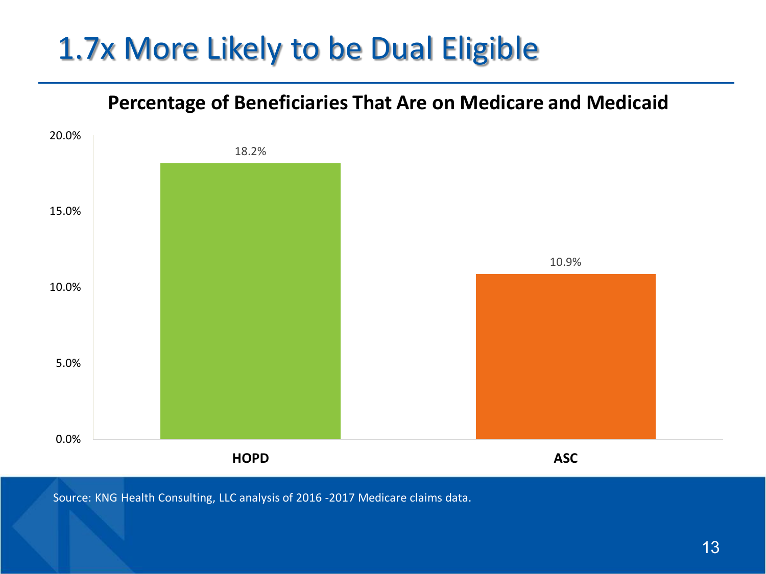# 1.7x More Likely to be Dual Eligible

## Percentage of Beneficiaries That Are on Medicare and Medicaid

| | Percentage |
|---|---|
| HOPD | 18.2% |
| ASC | 10.9% |

Source: KNG Health Consulting, LLC analysis of 2016 -2017 Medicare claims data.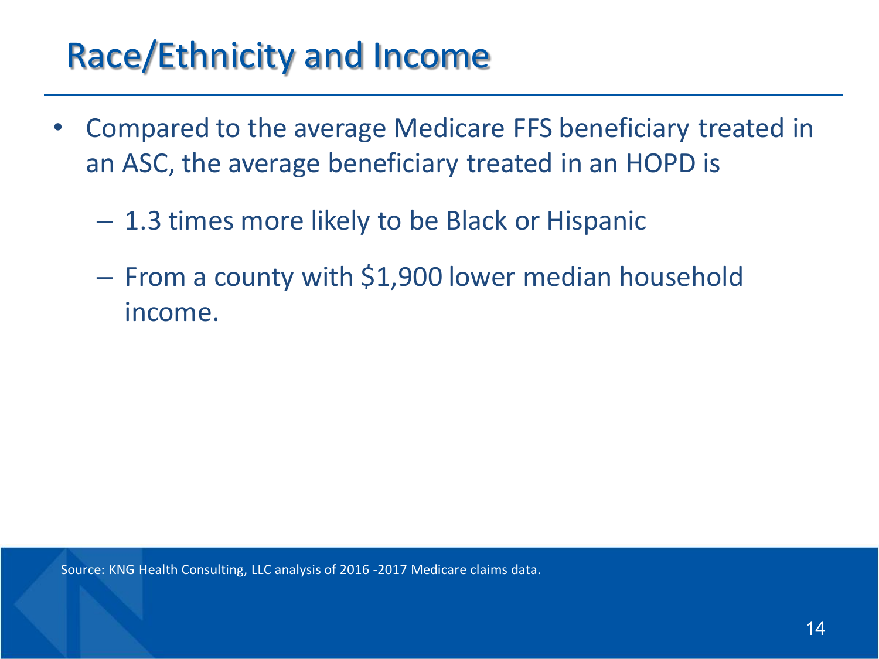# Race/Ethnicity and Income

- Compared to the average Medicare FFS beneficiary treated in an ASC, the average beneficiary treated in an HOPD is
  - 1.3 times more likely to be Black or Hispanic
  - From a county with $1,900 lower median household income.

Source: KNG Health Consulting, LLC analysis of 2016 -2017 Medicare claims data.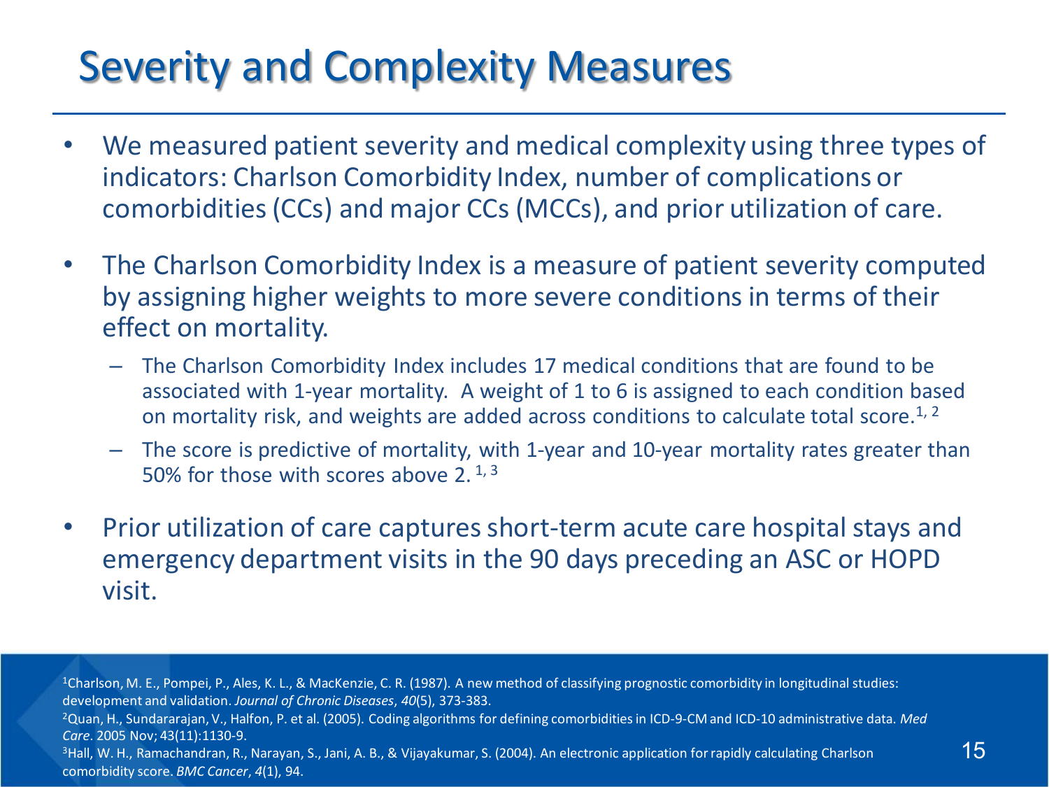# Severity and Complexity Measures

- We measured patient severity and medical complexity using three types of indicators: Charlson Comorbidity Index, number of complications or comorbidities (CCs) and major CCs (MCCs), and prior utilization of care.
- The Charlson Comorbidity Index is a measure of patient severity computed by assigning higher weights to more severe conditions in terms of their effect on mortality.
  - The Charlson Comorbidity Index includes 17 medical conditions that are found to be associated with 1-year mortality. A weight of 1 to 6 is assigned to each condition based on mortality risk, and weights are added across conditions to calculate total score.[1, 2]
  - The score is predictive of mortality, with 1-year and 10-year mortality rates greater than 50% for those with scores above 2.[1, 3]
- Prior utilization of care captures short-term acute care hospital stays and emergency department visits in the 90 days preceding an ASC or HOPD visit.

[1]Charlson, M. E., Pompei, P., Ales, K. L., & MacKenzie, C. R. (1987). A new method of classifying prognostic comorbidity in longitudinal studies: development and validation. *Journal of Chronic Diseases*, *40*(5), 373-383.
[2]Quan, H., Sundararajan, V., Halfon, P. et al. (2005). Coding algorithms for defining comorbidities in ICD-9-CM and ICD-10 administrative data. *Med Care*. 2005 Nov; 43(11):1130-9.
[3]Hall, W. H., Ramachandran, R., Narayan, S., Jani, A. B., & Vijayakumar, S. (2004). An electronic application for rapidly calculating Charlson comorbidity score. *BMC Cancer*, *4*(1), 94.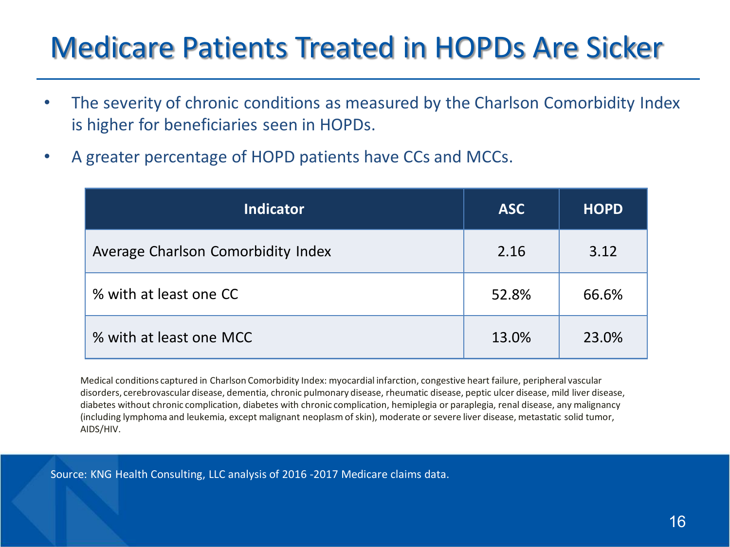# Medicare Patients Treated in HOPDs Are Sicker

- The severity of chronic conditions as measured by the Charlson Comorbidity Index is higher for beneficiaries seen in HOPDs.
- A greater percentage of HOPD patients have CCs and MCCs.

| Indicator | ASC | HOPD |
|---|---|---|
| Average Charlson Comorbidity Index | 2.16 | 3.12 |
| % with at least one CC | 52.8% | 66.6% |
| % with at least one MCC | 13.0% | 23.0% |

Medical conditions captured in Charlson Comorbidity Index: myocardial infarction, congestive heart failure, peripheral vascular disorders, cerebrovascular disease, dementia, chronic pulmonary disease, rheumatic disease, peptic ulcer disease, mild liver disease, diabetes without chronic complication, diabetes with chronic complication, hemiplegia or paraplegia, renal disease, any malignancy (including lymphoma and leukemia, except malignant neoplasm of skin), moderate or severe liver disease, metastatic solid tumor, AIDS/HIV.

Source: KNG Health Consulting, LLC analysis of 2016 -2017 Medicare claims data.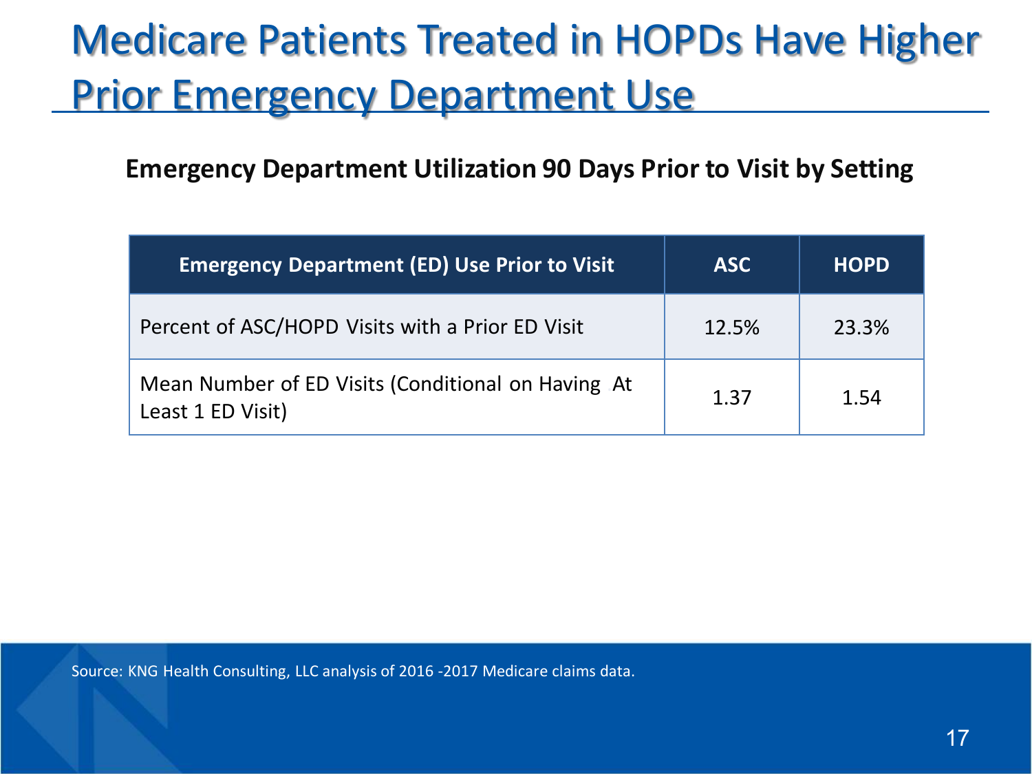# Medicare Patients Treated in HOPDs Have Higher Prior Emergency Department Use

**Emergency Department Utilization 90 Days Prior to Visit by Setting**

| Emergency Department (ED) Use Prior to Visit | ASC | HOPD |
| --- | --- | --- |
| Percent of ASC/HOPD Visits with a Prior ED Visit | 12.5% | 23.3% |
| Mean Number of ED Visits (Conditional on Having At Least 1 ED Visit) | 1.37 | 1.54 |

Source: KNG Health Consulting, LLC analysis of 2016 -2017 Medicare claims data.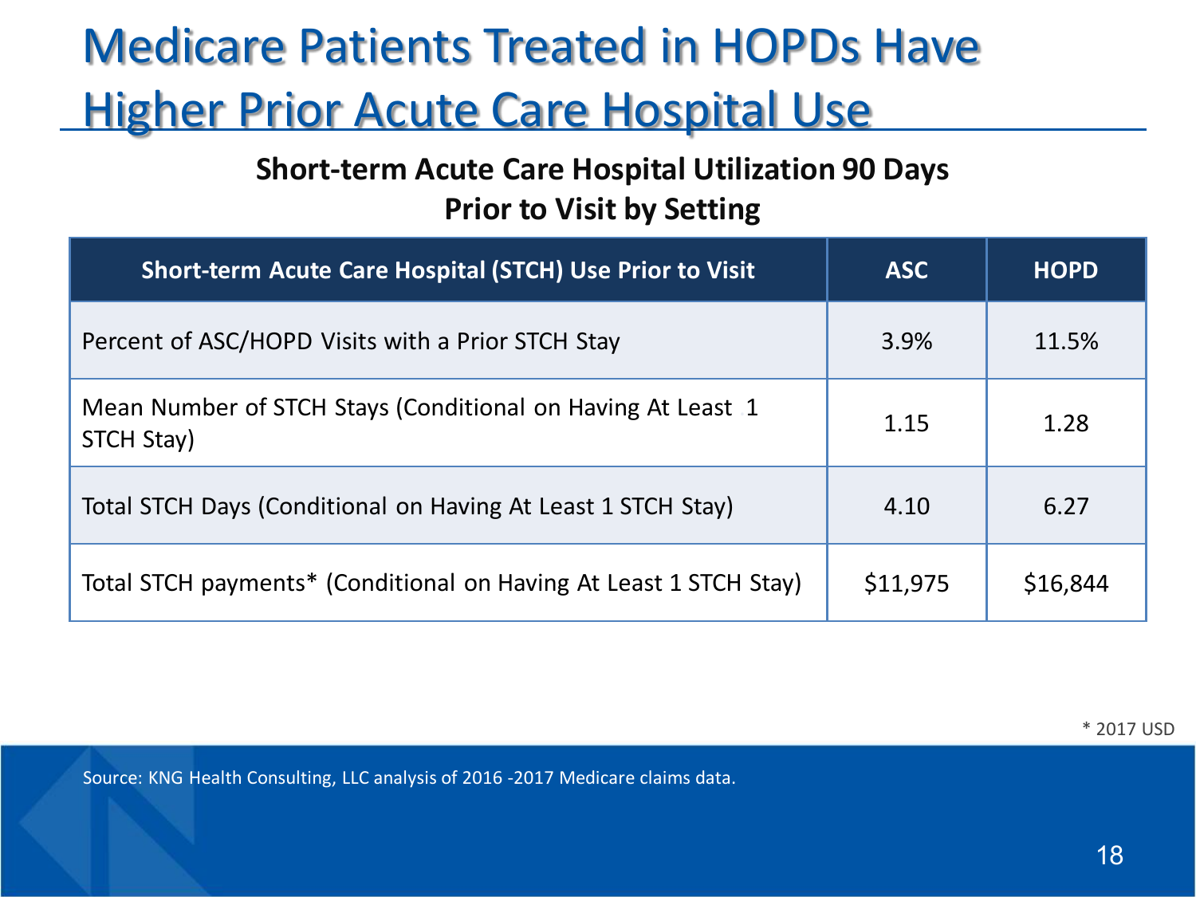# Medicare Patients Treated in HOPDs Have Higher Prior Acute Care Hospital Use

**Short-term Acute Care Hospital Utilization 90 Days Prior to Visit by Setting**

| Short-term Acute Care Hospital (STCH) Use Prior to Visit | ASC | HOPD |
|---|---|---|
| Percent of ASC/HOPD Visits with a Prior STCH Stay | 3.9% | 11.5% |
| Mean Number of STCH Stays (Conditional on Having At Least 1 STCH Stay) | 1.15 | 1.28 |
| Total STCH Days (Conditional on Having At Least 1 STCH Stay) | 4.10 | 6.27 |
| Total STCH payments* (Conditional on Having At Least 1 STCH Stay) | $11,975 | $16,844 |

* 2017 USD

Source: KNG Health Consulting, LLC analysis of 2016 -2017 Medicare claims data.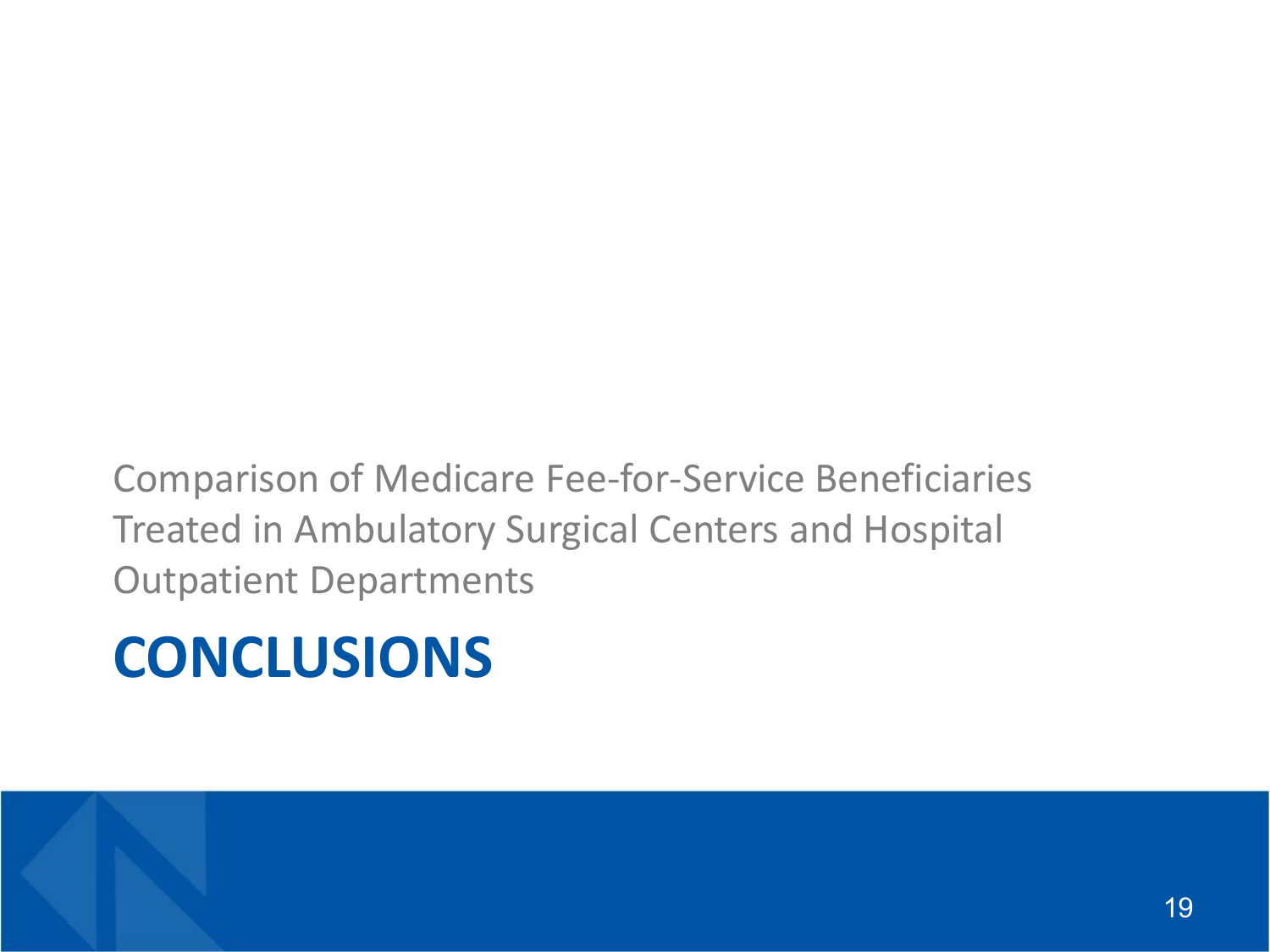Comparison of Medicare Fee-for-Service Beneficiaries Treated in Ambulatory Surgical Centers and Hospital Outpatient Departments

# CONCLUSIONS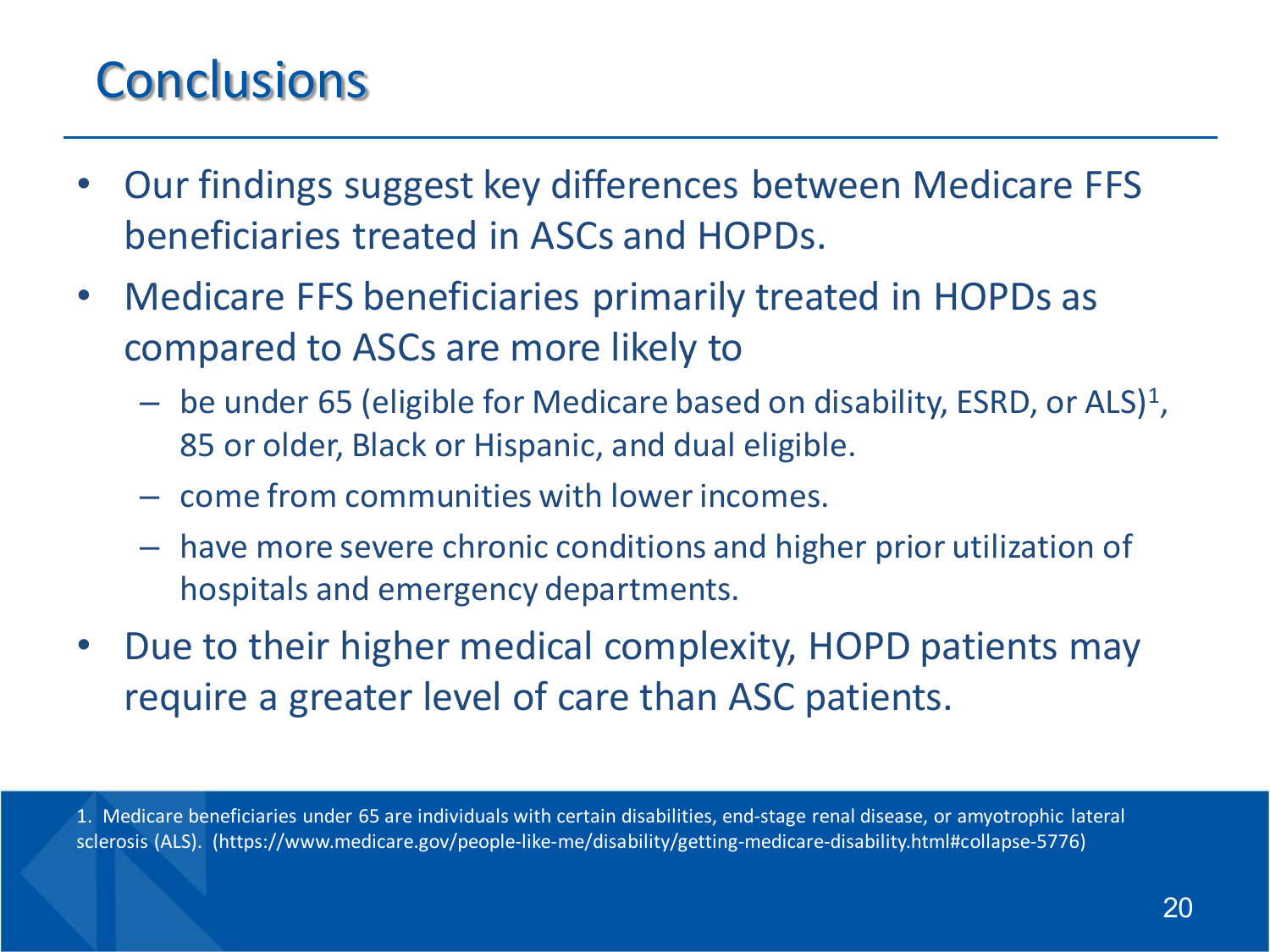# Conclusions

- Our findings suggest key differences between Medicare FFS beneficiaries treated in ASCs and HOPDs.
- Medicare FFS beneficiaries primarily treated in HOPDs as compared to ASCs are more likely to
  - be under 65 (eligible for Medicare based on disability, ESRD, or ALS)[1], 85 or older, Black or Hispanic, and dual eligible.
  - come from communities with lower incomes.
  - have more severe chronic conditions and higher prior utilization of hospitals and emergency departments.
- Due to their higher medical complexity, HOPD patients may require a greater level of care than ASC patients.

1. Medicare beneficiaries under 65 are individuals with certain disabilities, end-stage renal disease, or amyotrophic lateral sclerosis (ALS). (https://www.medicare.gov/people-like-me/disability/getting-medicare-disability.html#collapse-5776)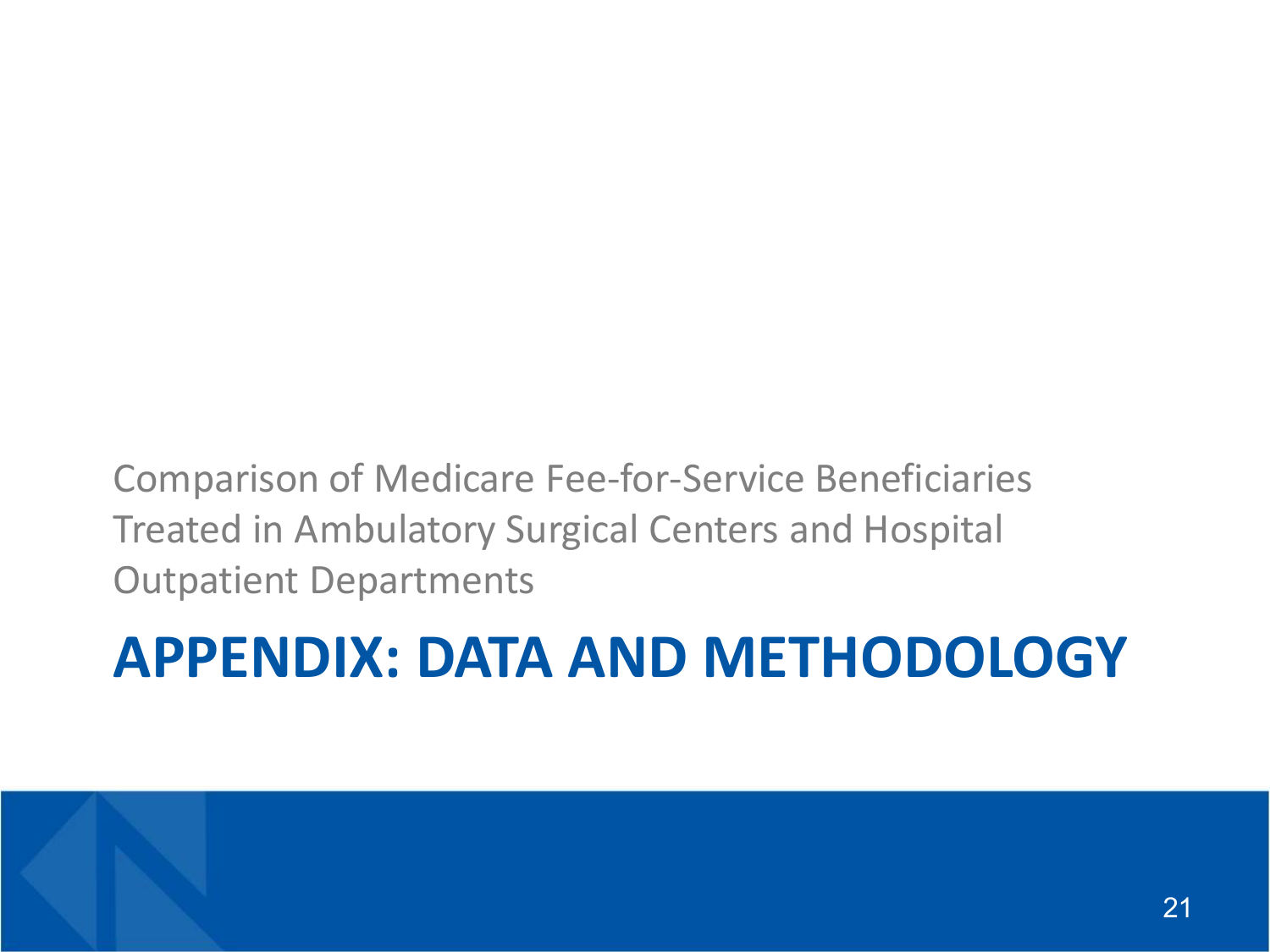Comparison of Medicare Fee-for-Service Beneficiaries Treated in Ambulatory Surgical Centers and Hospital Outpatient Departments

# APPENDIX: DATA AND METHODOLOGY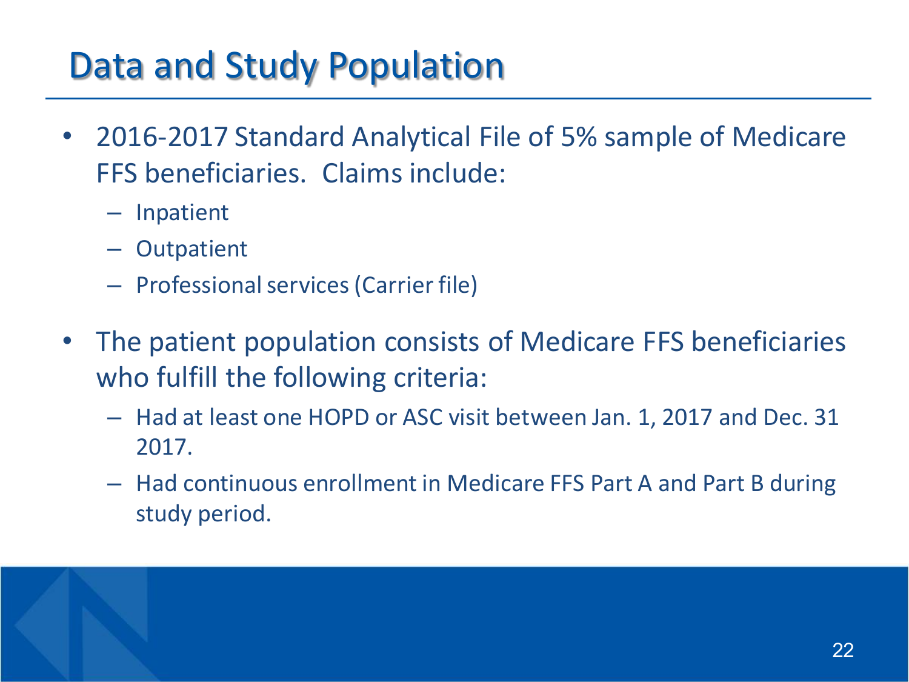# Data and Study Population

- 2016-2017 Standard Analytical File of 5% sample of Medicare FFS beneficiaries. Claims include:
  - Inpatient
  - Outpatient
  - Professional services (Carrier file)
- The patient population consists of Medicare FFS beneficiaries who fulfill the following criteria:
  - Had at least one HOPD or ASC visit between Jan. 1, 2017 and Dec. 31 2017.
  - Had continuous enrollment in Medicare FFS Part A and Part B during study period.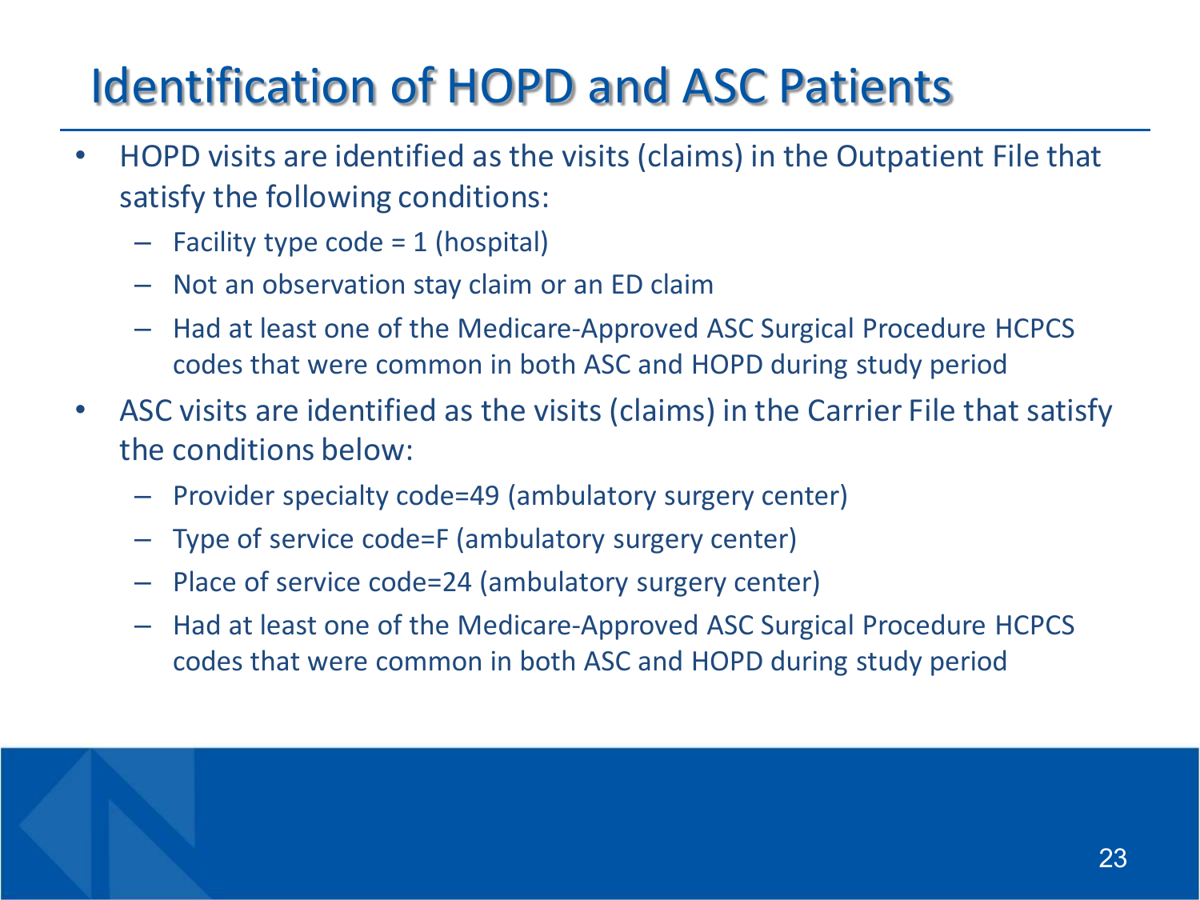# Identification of HOPD and ASC Patients

- HOPD visits are identified as the visits (claims) in the Outpatient File that satisfy the following conditions:
  - Facility type code = 1 (hospital)
  - Not an observation stay claim or an ED claim
  - Had at least one of the Medicare-Approved ASC Surgical Procedure HCPCS codes that were common in both ASC and HOPD during study period
- ASC visits are identified as the visits (claims) in the Carrier File that satisfy the conditions below:
  - Provider specialty code=49 (ambulatory surgery center)
  - Type of service code=F (ambulatory surgery center)
  - Place of service code=24 (ambulatory surgery center)
  - Had at least one of the Medicare-Approved ASC Surgical Procedure HCPCS codes that were common in both ASC and HOPD during study period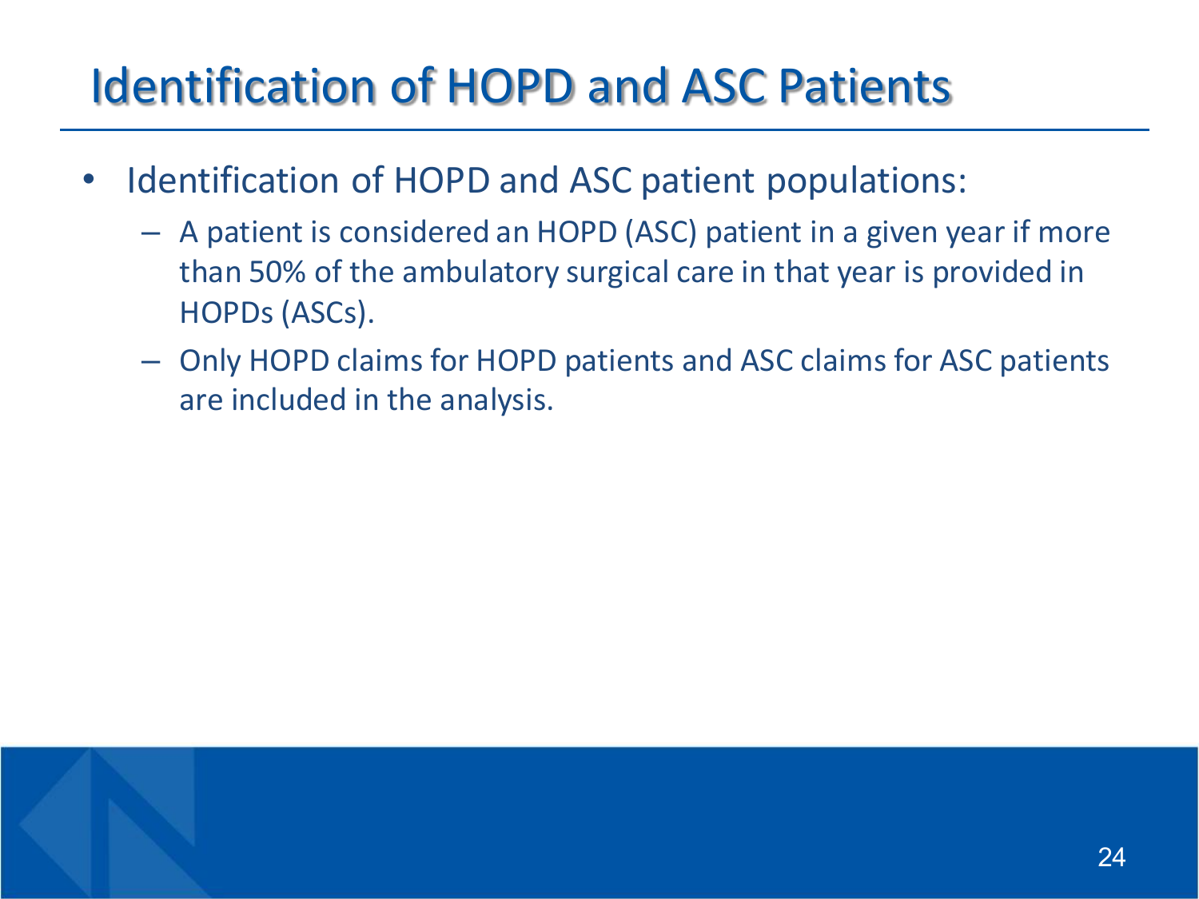# Identification of HOPD and ASC Patients

- Identification of HOPD and ASC patient populations:
  - A patient is considered an HOPD (ASC) patient in a given year if more than 50% of the ambulatory surgical care in that year is provided in HOPDs (ASCs).
  - Only HOPD claims for HOPD patients and ASC claims for ASC patients are included in the analysis.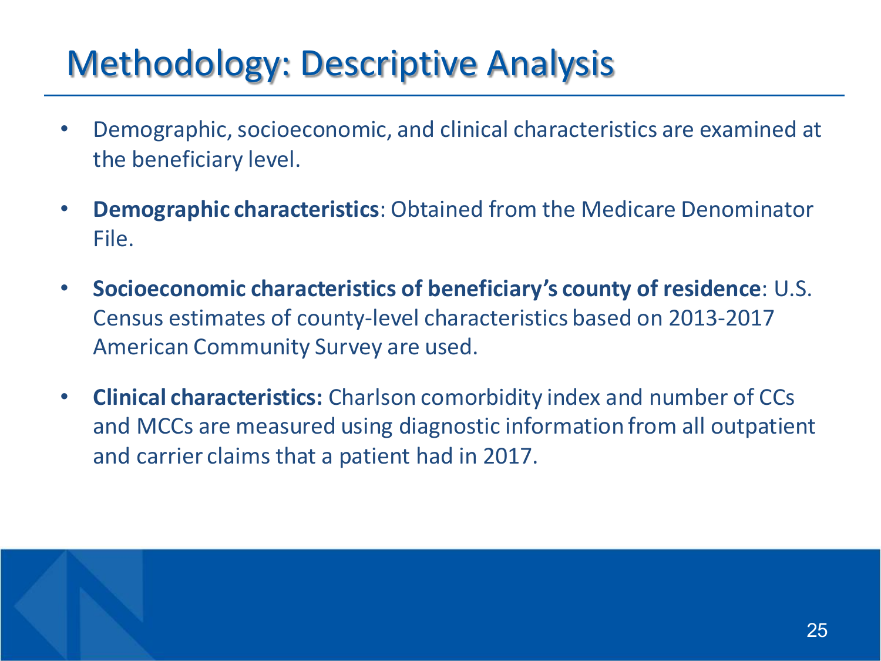# Methodology: Descriptive Analysis

- Demographic, socioeconomic, and clinical characteristics are examined at the beneficiary level.
- **Demographic characteristics**: Obtained from the Medicare Denominator File.
- **Socioeconomic characteristics of beneficiary's county of residence**: U.S. Census estimates of county-level characteristics based on 2013-2017 American Community Survey are used.
- **Clinical characteristics:** Charlson comorbidity index and number of CCs and MCCs are measured using diagnostic information from all outpatient and carrier claims that a patient had in 2017.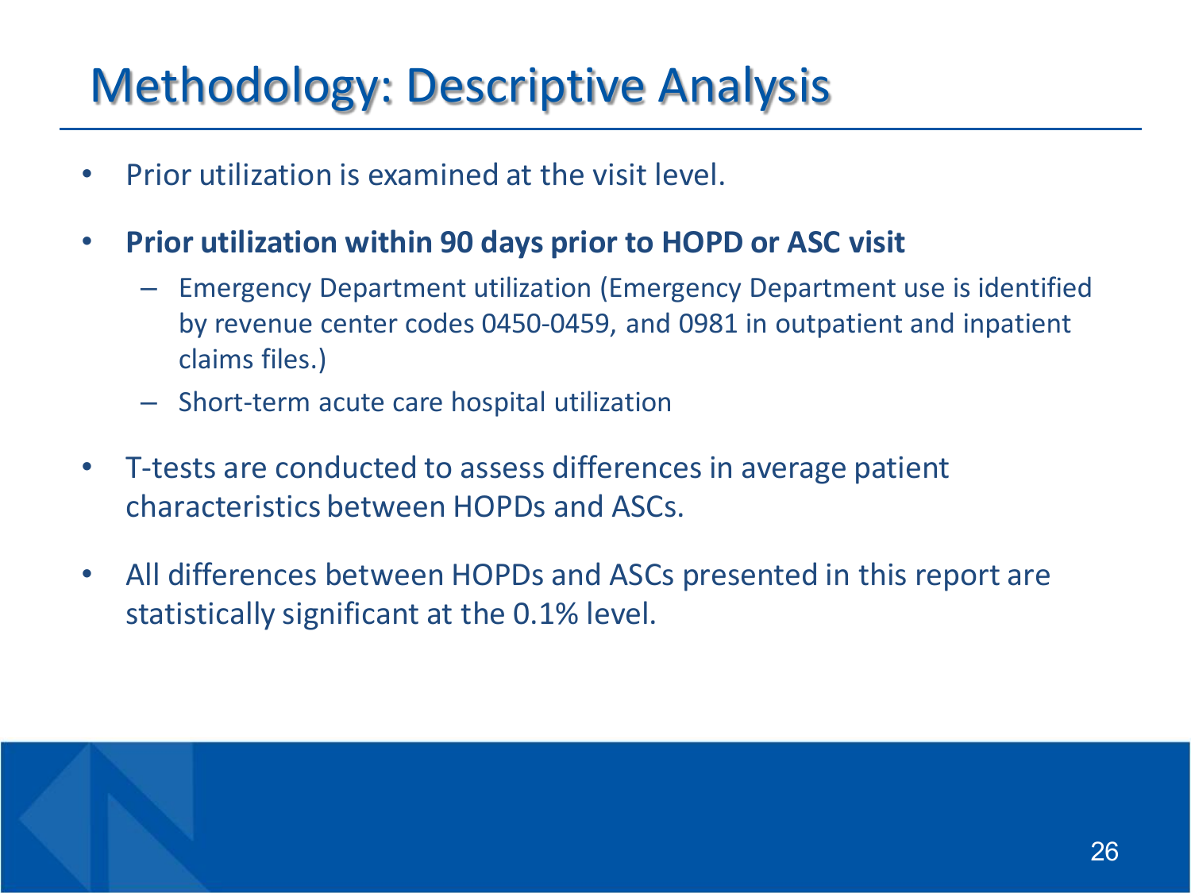# Methodology: Descriptive Analysis

- Prior utilization is examined at the visit level.
- **Prior utilization within 90 days prior to HOPD or ASC visit**
  - Emergency Department utilization (Emergency Department use is identified by revenue center codes 0450-0459, and 0981 in outpatient and inpatient claims files.)
  - Short-term acute care hospital utilization
- T-tests are conducted to assess differences in average patient characteristics between HOPDs and ASCs.
- All differences between HOPDs and ASCs presented in this report are statistically significant at the 0.1% level.